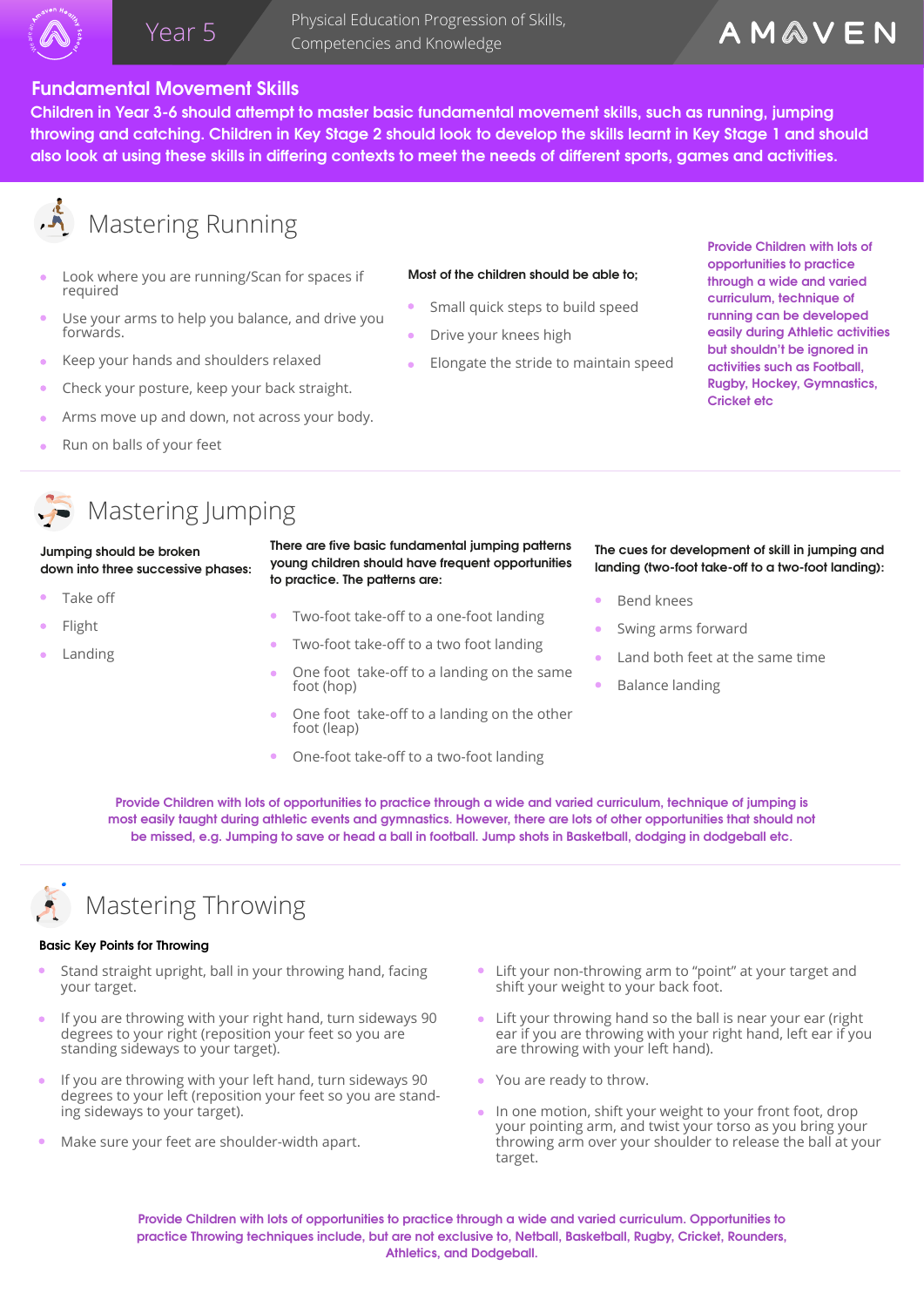Year 5

Physical Education Progression of Skills, Competencies and Knowledge

AMAVEN

## Fundamental Movement Skills

**Children in Year 3-6 should attempt to master basic fundamental movement skills, such as running, jumping throwing and catching. Children in Key Stage 2 should look to develop the skills learnt in Key Stage 1 and should also look at using these skills in differing contexts to meet the needs of different sports, games and activities.**

## Mastering Running

- Look where you are running/Scan for spaces if required
- Use your arms to help you balance, and drive you forwards.
- Keep your hands and shoulders relaxed
- Check your posture, keep your back straight.
- Arms move up and down, not across your body.
- Run on balls of your feet

**Most of the children should be able to;**

- Small quick steps to build speed
- Drive your knees high
- Elongate the stride to maintain speed

**Provide Children with lots of opportunities to practice through a wide and varied curriculum, technique of running can be developed easily during Athletic activities but shouldn't be ignored in activities such as Football, Rugby, Hockey, Gymnastics, Cricket etc**

## Mastering Jumping

**Jumping should be broken down into three successive phases:**

- Take off
- Flight
- Landing

**There are five basic fundamental jumping patterns young children should have frequent opportunities to practice. The patterns are:**

- Two-foot take-off to a one-foot landing
- Two-foot take-off to a two foot landing
- One foot take-off to a landing on the same foot (hop)
- One foot take-off to a landing on the other foot (leap)
- One-foot take-off to a two-foot landing

**The cues for development of skill in jumping and landing (two-foot take-off to a two-foot landing):**

- Bend knees
- Swing arms forward
- Land both feet at the same time
- Balance landing

**Provide Children with lots of opportunities to practice through a wide and varied curriculum, technique of jumping is most easily taught during athletic events and gymnastics. However, there are lots of other opportunities that should not be missed, e.g. Jumping to save or head a ball in football. Jump shots in Basketball, dodging in dodgeball etc.**

## Mastering Throwing

**Basic Key Points for Throwing**

- Stand straight upright, ball in your throwing hand, facing your target.
- If you are throwing with your right hand, turn sideways 90 degrees to your right (reposition your feet so you are standing sideways to your target).
- If you are throwing with your left hand, turn sideways 90 degrees to your left (reposition your feet so you are standing sideways to your target).
- Make sure your feet are shoulder-width apart.
- Lift your non-throwing arm to "point" at your target and shift your weight to your back foot.
- Lift your throwing hand so the ball is near your ear (right ear if you are throwing with your right hand, left ear if you are throwing with your left hand).
- You are ready to throw.
- In one motion, shift your weight to your front foot, drop your pointing arm, and twist your torso as you bring your throwing arm over your shoulder to release the ball at your target.

**Provide Children with lots of opportunities to practice through a wide and varied curriculum. Opportunities to practice Throwing techniques include, but are not exclusive to, Netball, Basketball, Rugby, Cricket, Rounders, Athletics, and Dodgeball.**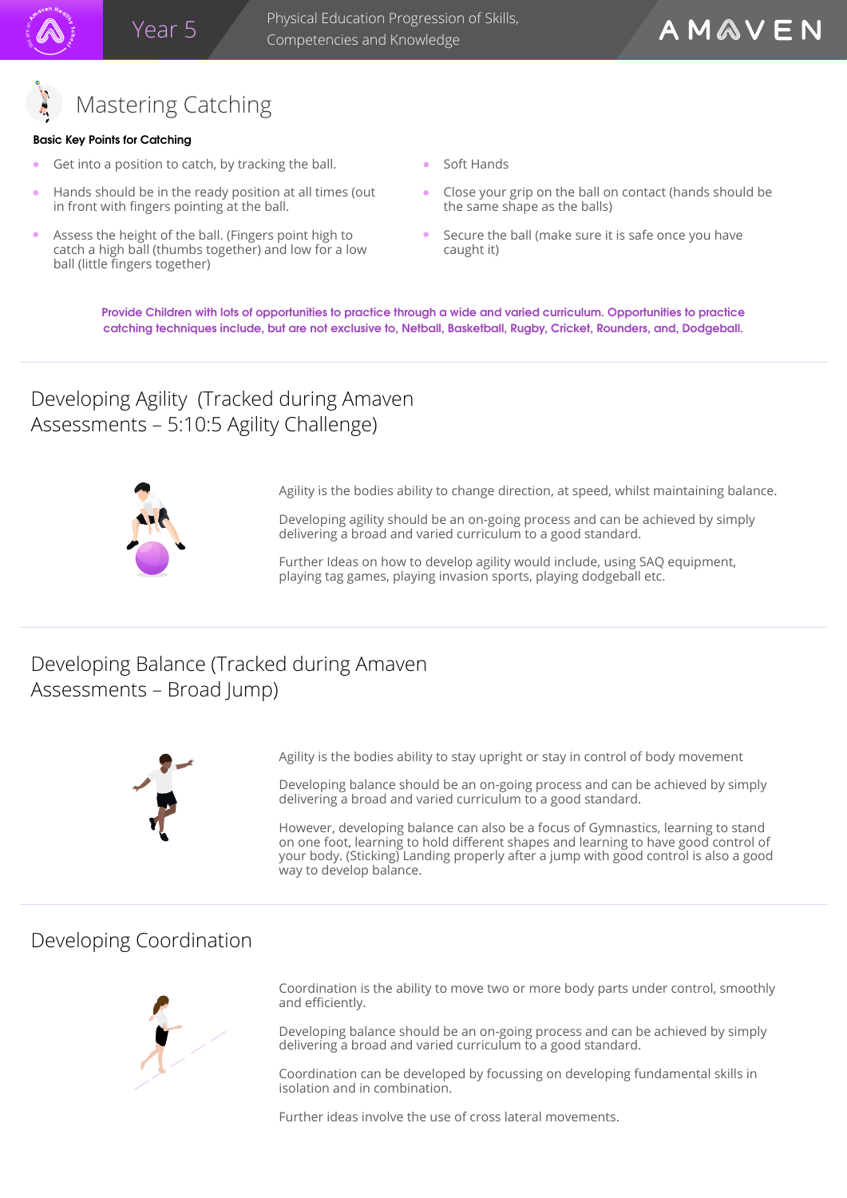# Mastering Catching

**Basic Key Points for Catching**

- Get into a position to catch, by tracking the ball.
- Hands should be in the ready position at all times (out in front with fingers pointing at the ball.
- Assess the height of the ball. (Fingers point high to catch a high ball (thumbs together) and low for a low ball (little fingers together)
- Soft Hands
- Close your grip on the ball on contact (hands should be the same shape as the balls)
- Secure the ball (make sure it is safe once you have caught it)

**Provide Children with lots of opportunities to practice through a wide and varied curriculum. Opportunities to practice catching techniques include, but are not exclusive to, Netball, Basketball, Rugby, Cricket, Rounders, and, Dodgeball.**

## Developing Agility (Tracked during Amaven Assessments – 5:10:5 Agility Challenge)

Agility is the bodies ability to change direction, at speed, whilst maintaining balance.

Developing agility should be an on-going process and can be achieved by simply delivering a broad and varied curriculum to a good standard.

Further Ideas on how to develop agility would include, using SAQ equipment, playing tag games, playing invasion sports, playing dodgeball etc.

## Developing Balance (Tracked during Amaven Assessments – Broad Jump)

Agility is the bodies ability to stay upright or stay in control of body movement

Developing balance should be an on-going process and can be achieved by simply delivering a broad and varied curriculum to a good standard.

However, developing balance can also be a focus of Gymnastics, learning to stand on one foot, learning to hold different shapes and learning to have good control of your body. (Sticking) Landing properly after a jump with good control is also a good way to develop balance.

## Developing Coordination

Coordination is the ability to move two or more body parts under control, smoothly and efficiently.

Developing balance should be an on-going process and can be achieved by simply delivering a broad and varied curriculum to a good standard.

Coordination can be developed by focussing on developing fundamental skills in isolation and in combination.

Further ideas involve the use of cross lateral movements.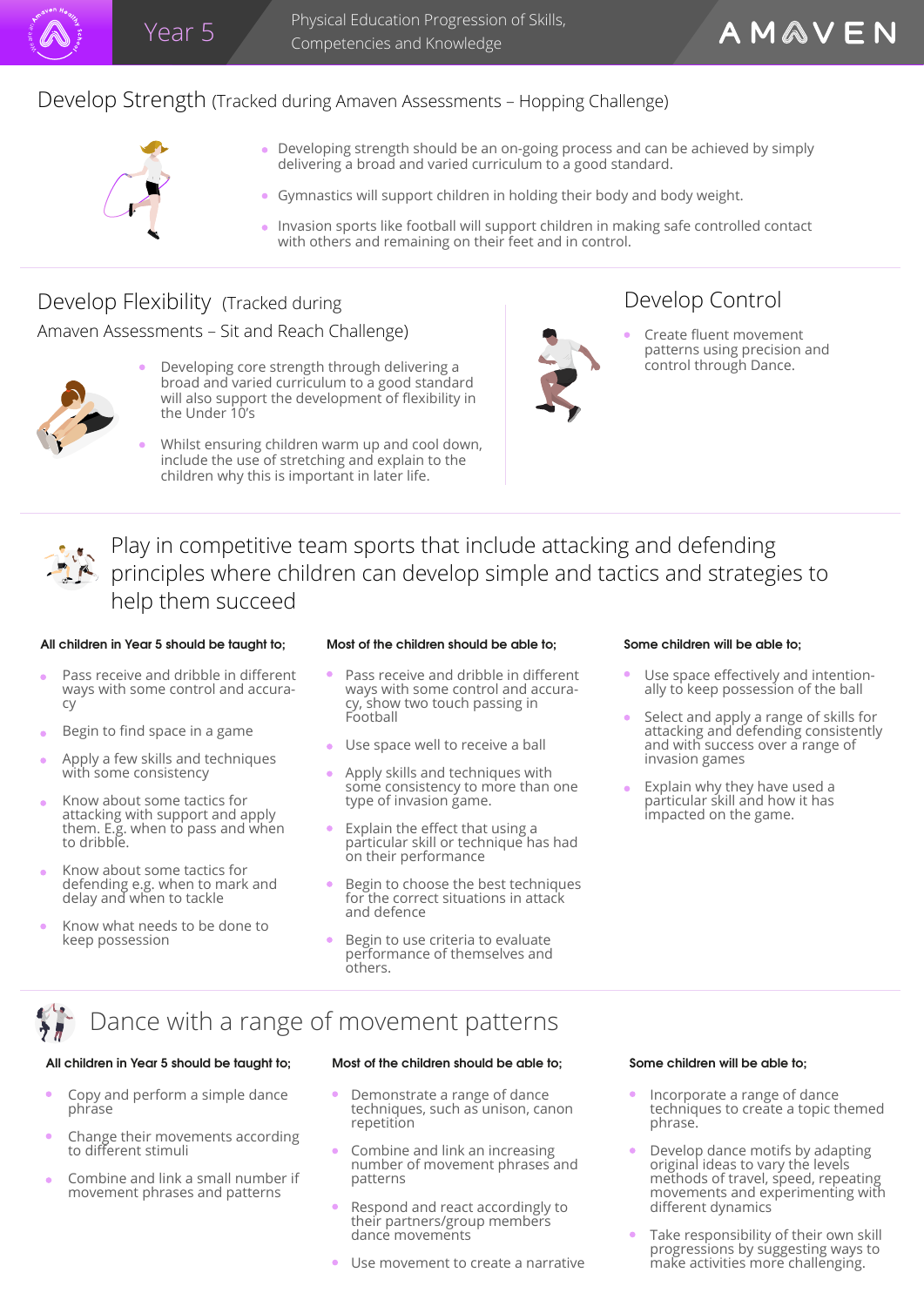# Year 5 — Physical Education Progression of Skills, Competencies and Knowledge

## Develop Strength (Tracked during Amaven Assessments – Hopping Challenge)

- Developing strength should be an on-going process and can be achieved by simply delivering a broad and varied curriculum to a good standard.
- Gymnastics will support children in holding their body and body weight.
- Invasion sports like football will support children in making safe controlled contact with others and remaining on their feet and in control.

## Develop Flexibility (Tracked during Amaven Assessments – Sit and Reach Challenge)

- Developing core strength through delivering a broad and varied curriculum to a good standard will also support the development of flexibility in the Under 10's
- Whilst ensuring children warm up and cool down, include the use of stretching and explain to the children why this is important in later life.

## Develop Control

- Create fluent movement patterns using precision and control through Dance.

## Play in competitive team sports that include attacking and defending principles where children can develop simple and tactics and strategies to help them succeed

**All children in Year 5 should be taught to;**

- Pass receive and dribble in different ways with some control and accuracy
- Begin to find space in a game
- Apply a few skills and techniques with some consistency
- Know about some tactics for attacking with support and apply them. E.g. when to pass and when to dribble.
- Know about some tactics for defending e.g. when to mark and delay and when to tackle
- Know what needs to be done to keep possession

**Most of the children should be able to;**

- Pass receive and dribble in different ways with some control and accuracy, show two touch passing in Football
- Use space well to receive a ball
- Apply skills and techniques with some consistency to more than one type of invasion game.
- Explain the effect that using a particular skill or technique has had on their performance
- Begin to choose the best techniques for the correct situations in attack and defence
- Begin to use criteria to evaluate performance of themselves and others.

**Some children will be able to;**

- Use space effectively and intentionally to keep possession of the ball
- Select and apply a range of skills for attacking and defending consistently and with success over a range of invasion games
- Explain why they have used a particular skill and how it has impacted on the game.

## Dance with a range of movement patterns

**All children in Year 5 should be taught to;**

- Copy and perform a simple dance phrase
- Change their movements according to different stimuli
- Combine and link a small number if movement phrases and patterns

**Most of the children should be able to;**

- Demonstrate a range of dance techniques, such as unison, canon repetition
- Combine and link an increasing number of movement phrases and patterns
- Respond and react accordingly to their partners/group members dance movements
- Use movement to create a narrative

**Some children will be able to;**

- Incorporate a range of dance techniques to create a topic themed phrase.
- Develop dance motifs by adapting original ideas to vary the levels methods of travel, speed, repeating movements and experimenting with different dynamics
- Take responsibility of their own skill progressions by suggesting ways to make activities more challenging.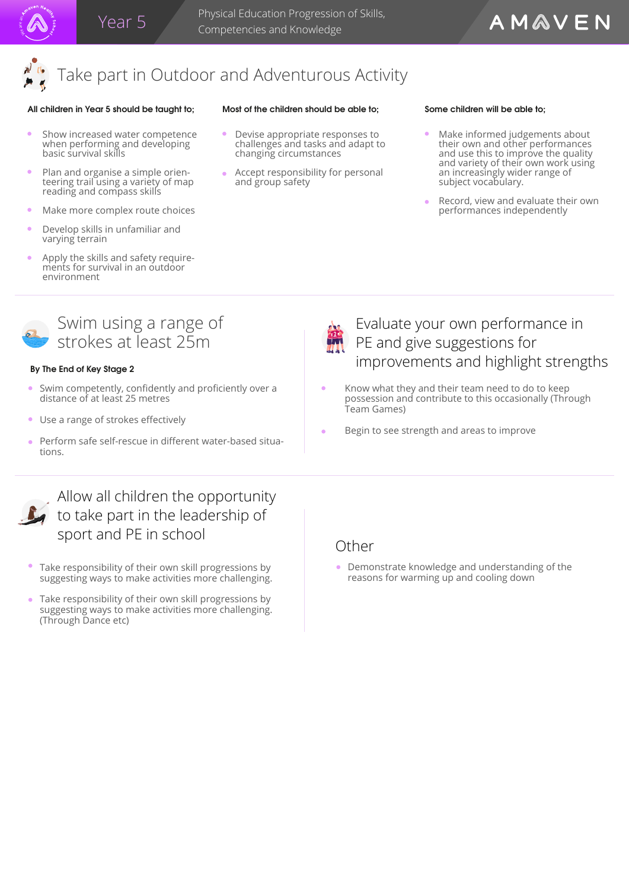## Take part in Outdoor and Adventurous Activity

**All children in Year 5 should be taught to;**

- Show increased water competence when performing and developing basic survival skills
- Plan and organise a simple orienteering trail using a variety of map reading and compass skills
- Make more complex route choices
- Develop skills in unfamiliar and varying terrain
- Apply the skills and safety requirements for survival in an outdoor environment

**Most of the children should be able to;**

- Devise appropriate responses to challenges and tasks and adapt to changing circumstances
- Accept responsibility for personal and group safety

**Some children will be able to;**

- Make informed judgements about their own and other performances and use this to improve the quality and variety of their own work using an increasingly wider range of subject vocabulary.
- Record, view and evaluate their own performances independently

## Swim using a range of strokes at least 25m

**By The End of Key Stage 2**

- Swim competently, confidently and proficiently over a distance of at least 25 metres
- Use a range of strokes effectively
- Perform safe self-rescue in different water-based situations.

## Evaluate your own performance in PE and give suggestions for improvements and highlight strengths

- Know what they and their team need to do to keep possession and contribute to this occasionally (Through Team Games)
- Begin to see strength and areas to improve

## Allow all children the opportunity to take part in the leadership of sport and PE in school

- Take responsibility of their own skill progressions by suggesting ways to make activities more challenging.
- Take responsibility of their own skill progressions by suggesting ways to make activities more challenging. (Through Dance etc)

## Other

- Demonstrate knowledge and understanding of the reasons for warming up and cooling down